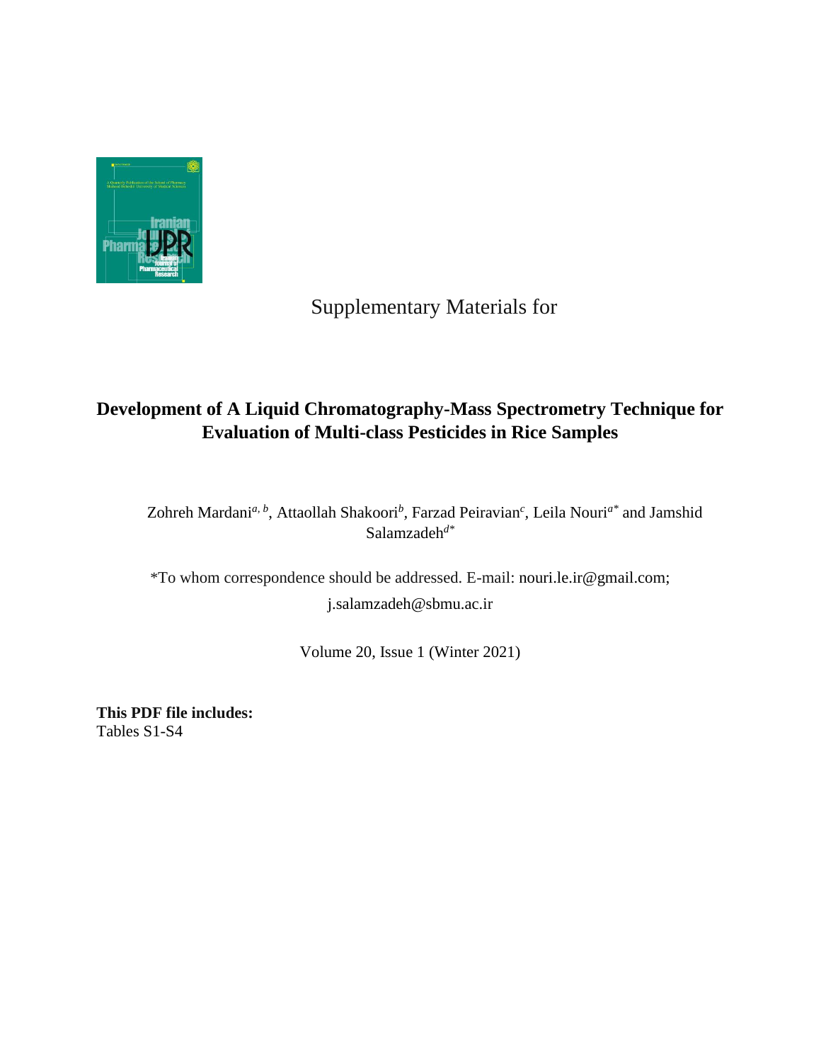Supplementary Materials for

# Development of A Liquid Chromatography-Mass Spectrometry Technique for Evaluation of Multi-class Pesticides in Rice Samples

Zohreh Mardani[a, b], Attaollah Shakoori[b], Farzad Peiravian[c], Leila Nouri[a*] and Jamshid Salamzadeh[d*]

*To whom correspondence should be addressed. E-mail: nouri.le.ir@gmail.com; j.salamzadeh@sbmu.ac.ir

Volume 20, Issue 1 (Winter 2021)

**This PDF file includes:**
Tables S1-S4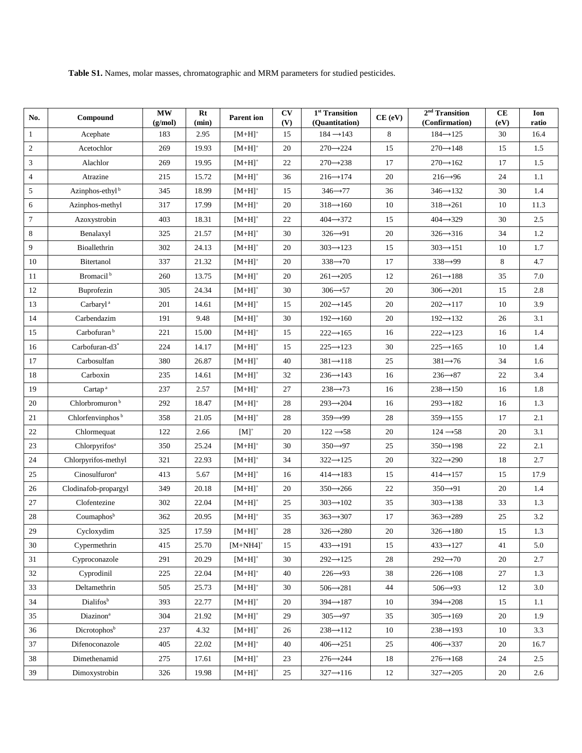**Table S1.** Names, molar masses, chromatographic and MRM parameters for studied pesticides.

| No. | Compound | MW (g/mol) | Rt (min) | Parent ion | CV (V) | 1st Transition (Quantitation) | CE (eV) | 2nd Transition (Confirmation) | CE (eV) | Ion ratio |
|---|---|---|---|---|---|---|---|---|---|---|
| 1 | Acephate | 183 | 2.95 | $[M+H]^+$ | 15 | 184 ⟶143 | 8 | 184⟶125 | 30 | 16.4 |
| 2 | Acetochlor | 269 | 19.93 | $[M+H]^+$ | 20 | 270⟶224 | 15 | 270⟶148 | 15 | 1.5 |
| 3 | Alachlor | 269 | 19.95 | $[M+H]^+$ | 22 | 270⟶238 | 17 | 270⟶162 | 17 | 1.5 |
| 4 | Atrazine | 215 | 15.72 | $[M+H]^+$ | 36 | 216⟶174 | 20 | 216⟶96 | 24 | 1.1 |
| 5 | Azinphos-ethyl [b] | 345 | 18.99 | $[M+H]^+$ | 15 | 346⟶77 | 36 | 346⟶132 | 30 | 1.4 |
| 6 | Azinphos-methyl | 317 | 17.99 | $[M+H]^+$ | 20 | 318⟶160 | 10 | 318⟶261 | 10 | 11.3 |
| 7 | Azoxystrobin | 403 | 18.31 | $[M+H]^+$ | 22 | 404⟶372 | 15 | 404⟶329 | 30 | 2.5 |
| 8 | Benalaxyl | 325 | 21.57 | $[M+H]^+$ | 30 | 326⟶91 | 20 | 326⟶316 | 34 | 1.2 |
| 9 | Bioallethrin | 302 | 24.13 | $[M+H]^+$ | 20 | 303⟶123 | 15 | 303⟶151 | 10 | 1.7 |
| 10 | Bitertanol | 337 | 21.32 | $[M+H]^+$ | 20 | 338⟶70 | 17 | 338⟶99 | 8 | 4.7 |
| 11 | Bromacil [b] | 260 | 13.75 | $[M+H]^+$ | 20 | 261⟶205 | 12 | 261⟶188 | 35 | 7.0 |
| 12 | Buprofezin | 305 | 24.34 | $[M+H]^+$ | 30 | 306⟶57 | 20 | 306⟶201 | 15 | 2.8 |
| 13 | Carbaryl [a] | 201 | 14.61 | $[M+H]^+$ | 15 | 202⟶145 | 20 | 202⟶117 | 10 | 3.9 |
| 14 | Carbendazim | 191 | 9.48 | $[M+H]^+$ | 30 | 192⟶160 | 20 | 192⟶132 | 26 | 3.1 |
| 15 | Carbofuran [b] | 221 | 15.00 | $[M+H]^+$ | 15 | 222⟶165 | 16 | 222⟶123 | 16 | 1.4 |
| 16 | Carbofuran-d3 [*] | 224 | 14.17 | $[M+H]^+$ | 15 | 225⟶123 | 30 | 225⟶165 | 10 | 1.4 |
| 17 | Carbosulfan | 380 | 26.87 | $[M+H]^+$ | 40 | 381⟶118 | 25 | 381⟶76 | 34 | 1.6 |
| 18 | Carboxin | 235 | 14.61 | $[M+H]^+$ | 32 | 236⟶143 | 16 | 236⟶87 | 22 | 3.4 |
| 19 | Cartap [a] | 237 | 2.57 | $[M+H]^+$ | 27 | 238⟶73 | 16 | 238⟶150 | 16 | 1.8 |
| 20 | Chlorbromuron [b] | 292 | 18.47 | $[M+H]^+$ | 28 | 293⟶204 | 16 | 293⟶182 | 16 | 1.3 |
| 21 | Chlorfenvinphos [b] | 358 | 21.05 | $[M+H]^+$ | 28 | 359⟶99 | 28 | 359⟶155 | 17 | 2.1 |
| 22 | Chlormequat | 122 | 2.66 | $[M]^+$ | 20 | 122 ⟶58 | 20 | 124 ⟶58 | 20 | 3.1 |
| 23 | Chlorpyrifos [a] | 350 | 25.24 | $[M+H]^+$ | 30 | 350⟶97 | 25 | 350⟶198 | 22 | 2.1 |
| 24 | Chlorpyrifos-methyl | 321 | 22.93 | $[M+H]^+$ | 34 | 322⟶125 | 20 | 322⟶290 | 18 | 2.7 |
| 25 | Cinosulfuron [a] | 413 | 5.67 | $[M+H]^+$ | 16 | 414⟶183 | 15 | 414⟶157 | 15 | 17.9 |
| 26 | Clodinafob-propargyl | 349 | 20.18 | $[M+H]^+$ | 20 | 350⟶266 | 22 | 350⟶91 | 20 | 1.4 |
| 27 | Clofentezine | 302 | 22.04 | $[M+H]^+$ | 25 | 303⟶102 | 35 | 303⟶138 | 33 | 1.3 |
| 28 | Coumaphos [b] | 362 | 20.95 | $[M+H]^+$ | 35 | 363⟶307 | 17 | 363⟶289 | 25 | 3.2 |
| 29 | Cycloxydim | 325 | 17.59 | $[M+H]^+$ | 28 | 326⟶280 | 20 | 326⟶180 | 15 | 1.3 |
| 30 | Cypermethrin | 415 | 25.70 | $[M+NH4]^+$ | 15 | 433⟶191 | 15 | 433⟶127 | 41 | 5.0 |
| 31 | Cyproconazole | 291 | 20.29 | $[M+H]^+$ | 30 | 292⟶125 | 28 | 292⟶70 | 20 | 2.7 |
| 32 | Cyprodinil | 225 | 22.04 | $[M+H]^+$ | 40 | 226⟶93 | 38 | 226⟶108 | 27 | 1.3 |
| 33 | Deltamethrin | 505 | 25.73 | $[M+H]^+$ | 30 | 506⟶281 | 44 | 506⟶93 | 12 | 3.0 |
| 34 | Dialifos [b] | 393 | 22.77 | $[M+H]^+$ | 20 | 394⟶187 | 10 | 394⟶208 | 15 | 1.1 |
| 35 | Diazinon [a] | 304 | 21.92 | $[M+H]^+$ | 29 | 305⟶97 | 35 | 305⟶169 | 20 | 1.9 |
| 36 | Dicrotophos [b] | 237 | 4.32 | $[M+H]^+$ | 26 | 238⟶112 | 10 | 238⟶193 | 10 | 3.3 |
| 37 | Difenoconazole | 405 | 22.02 | $[M+H]^+$ | 40 | 406⟶251 | 25 | 406⟶337 | 20 | 16.7 |
| 38 | Dimethenamid | 275 | 17.61 | $[M+H]^+$ | 23 | 276⟶244 | 18 | 276⟶168 | 24 | 2.5 |
| 39 | Dimoxystrobin | 326 | 19.98 | $[M+H]^+$ | 25 | 327⟶116 | 12 | 327⟶205 | 20 | 2.6 |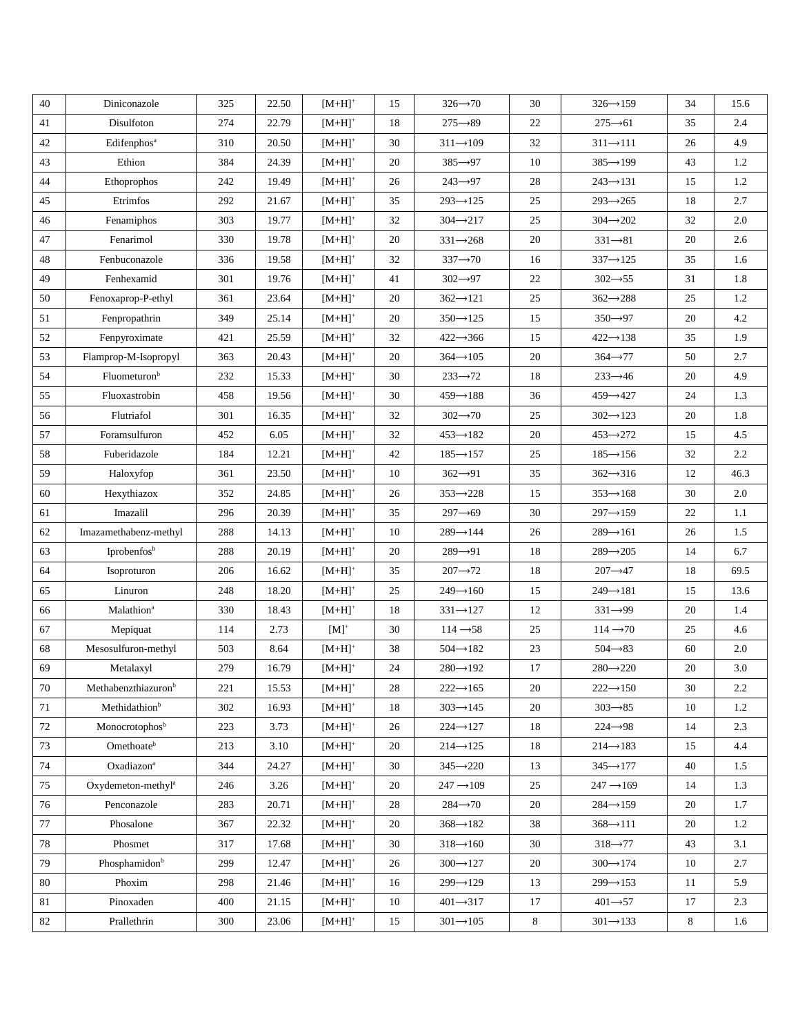| 40 | Diniconazole | 325 | 22.50 | $[M+H]^+$ | 15 | 326⟶70 | 30 | 326⟶159 | 34 | 15.6 |
|---|---|---|---|---|---|---|---|---|---|---|
| 41 | Disulfoton | 274 | 22.79 | $[M+H]^+$ | 18 | 275⟶89 | 22 | 275⟶61 | 35 | 2.4 |
| 42 | Edifenphos[a] | 310 | 20.50 | $[M+H]^+$ | 30 | 311⟶109 | 32 | 311⟶111 | 26 | 4.9 |
| 43 | Ethion | 384 | 24.39 | $[M+H]^+$ | 20 | 385⟶97 | 10 | 385⟶199 | 43 | 1.2 |
| 44 | Ethoprophos | 242 | 19.49 | $[M+H]^+$ | 26 | 243⟶97 | 28 | 243⟶131 | 15 | 1.2 |
| 45 | Etrimfos | 292 | 21.67 | $[M+H]^+$ | 35 | 293⟶125 | 25 | 293⟶265 | 18 | 2.7 |
| 46 | Fenamiphos | 303 | 19.77 | $[M+H]^+$ | 32 | 304⟶217 | 25 | 304⟶202 | 32 | 2.0 |
| 47 | Fenarimol | 330 | 19.78 | $[M+H]^+$ | 20 | 331⟶268 | 20 | 331⟶81 | 20 | 2.6 |
| 48 | Fenbuconazole | 336 | 19.58 | $[M+H]^+$ | 32 | 337⟶70 | 16 | 337⟶125 | 35 | 1.6 |
| 49 | Fenhexamid | 301 | 19.76 | $[M+H]^+$ | 41 | 302⟶97 | 22 | 302⟶55 | 31 | 1.8 |
| 50 | Fenoxaprop-P-ethyl | 361 | 23.64 | $[M+H]^+$ | 20 | 362⟶121 | 25 | 362⟶288 | 25 | 1.2 |
| 51 | Fenpropathrin | 349 | 25.14 | $[M+H]^+$ | 20 | 350⟶125 | 15 | 350⟶97 | 20 | 4.2 |
| 52 | Fenpyroximate | 421 | 25.59 | $[M+H]^+$ | 32 | 422⟶366 | 15 | 422⟶138 | 35 | 1.9 |
| 53 | Flamprop-M-Isopropyl | 363 | 20.43 | $[M+H]^+$ | 20 | 364⟶105 | 20 | 364⟶77 | 50 | 2.7 |
| 54 | Fluometuron[b] | 232 | 15.33 | $[M+H]^+$ | 30 | 233⟶72 | 18 | 233⟶46 | 20 | 4.9 |
| 55 | Fluoxastrobin | 458 | 19.56 | $[M+H]^+$ | 30 | 459⟶188 | 36 | 459⟶427 | 24 | 1.3 |
| 56 | Flutriafol | 301 | 16.35 | $[M+H]^+$ | 32 | 302⟶70 | 25 | 302⟶123 | 20 | 1.8 |
| 57 | Foramsulfuron | 452 | 6.05 | $[M+H]^+$ | 32 | 453⟶182 | 20 | 453⟶272 | 15 | 4.5 |
| 58 | Fuberidazole | 184 | 12.21 | $[M+H]^+$ | 42 | 185⟶157 | 25 | 185⟶156 | 32 | 2.2 |
| 59 | Haloxyfop | 361 | 23.50 | $[M+H]^+$ | 10 | 362⟶91 | 35 | 362⟶316 | 12 | 46.3 |
| 60 | Hexythiazox | 352 | 24.85 | $[M+H]^+$ | 26 | 353⟶228 | 15 | 353⟶168 | 30 | 2.0 |
| 61 | Imazalil | 296 | 20.39 | $[M+H]^+$ | 35 | 297⟶69 | 30 | 297⟶159 | 22 | 1.1 |
| 62 | Imazamethabenz-methyl | 288 | 14.13 | $[M+H]^+$ | 10 | 289⟶144 | 26 | 289⟶161 | 26 | 1.5 |
| 63 | Iprobenfos[b] | 288 | 20.19 | $[M+H]^+$ | 20 | 289⟶91 | 18 | 289⟶205 | 14 | 6.7 |
| 64 | Isoproturon | 206 | 16.62 | $[M+H]^+$ | 35 | 207⟶72 | 18 | 207⟶47 | 18 | 69.5 |
| 65 | Linuron | 248 | 18.20 | $[M+H]^+$ | 25 | 249⟶160 | 15 | 249⟶181 | 15 | 13.6 |
| 66 | Malathion[a] | 330 | 18.43 | $[M+H]^+$ | 18 | 331⟶127 | 12 | 331⟶99 | 20 | 1.4 |
| 67 | Mepiquat | 114 | 2.73 | $[M]^+$ | 30 | 114 ⟶58 | 25 | 114 ⟶70 | 25 | 4.6 |
| 68 | Mesosulfuron-methyl | 503 | 8.64 | $[M+H]^+$ | 38 | 504⟶182 | 23 | 504⟶83 | 60 | 2.0 |
| 69 | Metalaxyl | 279 | 16.79 | $[M+H]^+$ | 24 | 280⟶192 | 17 | 280⟶220 | 20 | 3.0 |
| 70 | Methabenzthiazuron[b] | 221 | 15.53 | $[M+H]^+$ | 28 | 222⟶165 | 20 | 222⟶150 | 30 | 2.2 |
| 71 | Methidathion[b] | 302 | 16.93 | $[M+H]^+$ | 18 | 303⟶145 | 20 | 303⟶85 | 10 | 1.2 |
| 72 | Monocrotophos[b] | 223 | 3.73 | $[M+H]^+$ | 26 | 224⟶127 | 18 | 224⟶98 | 14 | 2.3 |
| 73 | Omethoate[b] | 213 | 3.10 | $[M+H]^+$ | 20 | 214⟶125 | 18 | 214⟶183 | 15 | 4.4 |
| 74 | Oxadiazon[a] | 344 | 24.27 | $[M+H]^+$ | 30 | 345⟶220 | 13 | 345⟶177 | 40 | 1.5 |
| 75 | Oxydemeton-methyl[a] | 246 | 3.26 | $[M+H]^+$ | 20 | 247 ⟶109 | 25 | 247 ⟶169 | 14 | 1.3 |
| 76 | Penconazole | 283 | 20.71 | $[M+H]^+$ | 28 | 284⟶70 | 20 | 284⟶159 | 20 | 1.7 |
| 77 | Phosalone | 367 | 22.32 | $[M+H]^+$ | 20 | 368⟶182 | 38 | 368⟶111 | 20 | 1.2 |
| 78 | Phosmet | 317 | 17.68 | $[M+H]^+$ | 30 | 318⟶160 | 30 | 318⟶77 | 43 | 3.1 |
| 79 | Phosphamidon[b] | 299 | 12.47 | $[M+H]^+$ | 26 | 300⟶127 | 20 | 300⟶174 | 10 | 2.7 |
| 80 | Phoxim | 298 | 21.46 | $[M+H]^+$ | 16 | 299⟶129 | 13 | 299⟶153 | 11 | 5.9 |
| 81 | Pinoxaden | 400 | 21.15 | $[M+H]^+$ | 10 | 401⟶317 | 17 | 401⟶57 | 17 | 2.3 |
| 82 | Prallethrin | 300 | 23.06 | $[M+H]^+$ | 15 | 301⟶105 | 8 | 301⟶133 | 8 | 1.6 |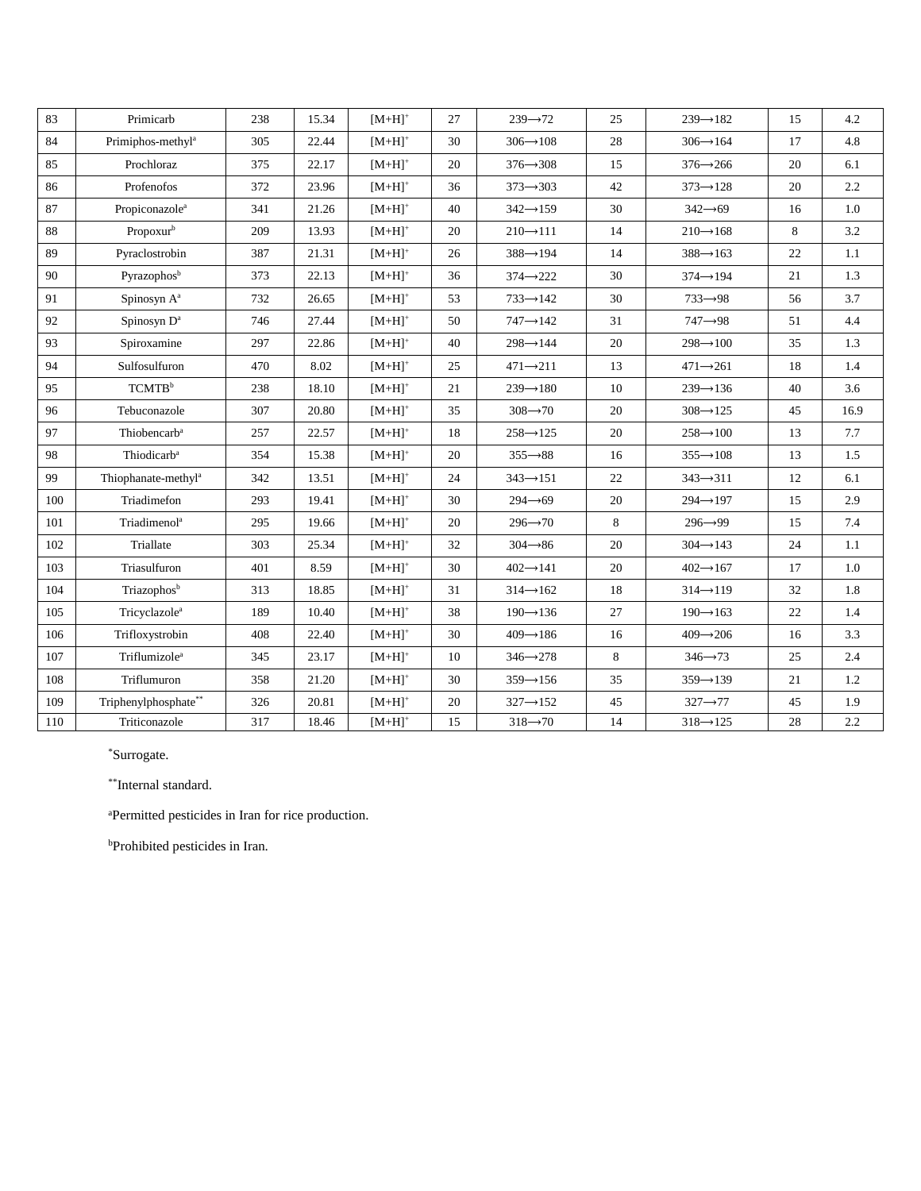| 83 | Primicarb | 238 | 15.34 | $[M+H]^+$ | 27 | 239⟶72 | 25 | 239⟶182 | 15 | 4.2 |
|---|---|---|---|---|---|---|---|---|---|---|
| 84 | Primiphos-methyl[a] | 305 | 22.44 | $[M+H]^+$ | 30 | 306⟶108 | 28 | 306⟶164 | 17 | 4.8 |
| 85 | Prochloraz | 375 | 22.17 | $[M+H]^+$ | 20 | 376⟶308 | 15 | 376⟶266 | 20 | 6.1 |
| 86 | Profenofos | 372 | 23.96 | $[M+H]^+$ | 36 | 373⟶303 | 42 | 373⟶128 | 20 | 2.2 |
| 87 | Propiconazole[a] | 341 | 21.26 | $[M+H]^+$ | 40 | 342⟶159 | 30 | 342⟶69 | 16 | 1.0 |
| 88 | Propoxur[b] | 209 | 13.93 | $[M+H]^+$ | 20 | 210⟶111 | 14 | 210⟶168 | 8 | 3.2 |
| 89 | Pyraclostrobin | 387 | 21.31 | $[M+H]^+$ | 26 | 388⟶194 | 14 | 388⟶163 | 22 | 1.1 |
| 90 | Pyrazophos[b] | 373 | 22.13 | $[M+H]^+$ | 36 | 374⟶222 | 30 | 374⟶194 | 21 | 1.3 |
| 91 | Spinosyn A[a] | 732 | 26.65 | $[M+H]^+$ | 53 | 733⟶142 | 30 | 733⟶98 | 56 | 3.7 |
| 92 | Spinosyn D[a] | 746 | 27.44 | $[M+H]^+$ | 50 | 747⟶142 | 31 | 747⟶98 | 51 | 4.4 |
| 93 | Spiroxamine | 297 | 22.86 | $[M+H]^+$ | 40 | 298⟶144 | 20 | 298⟶100 | 35 | 1.3 |
| 94 | Sulfosulfuron | 470 | 8.02 | $[M+H]^+$ | 25 | 471⟶211 | 13 | 471⟶261 | 18 | 1.4 |
| 95 | TCMTB[b] | 238 | 18.10 | $[M+H]^+$ | 21 | 239⟶180 | 10 | 239⟶136 | 40 | 3.6 |
| 96 | Tebuconazole | 307 | 20.80 | $[M+H]^+$ | 35 | 308⟶70 | 20 | 308⟶125 | 45 | 16.9 |
| 97 | Thiobencarb[a] | 257 | 22.57 | $[M+H]^+$ | 18 | 258⟶125 | 20 | 258⟶100 | 13 | 7.7 |
| 98 | Thiodicarb[a] | 354 | 15.38 | $[M+H]^+$ | 20 | 355⟶88 | 16 | 355⟶108 | 13 | 1.5 |
| 99 | Thiophanate-methyl[a] | 342 | 13.51 | $[M+H]^+$ | 24 | 343⟶151 | 22 | 343⟶311 | 12 | 6.1 |
| 100 | Triadimefon | 293 | 19.41 | $[M+H]^+$ | 30 | 294⟶69 | 20 | 294⟶197 | 15 | 2.9 |
| 101 | Triadimenol[a] | 295 | 19.66 | $[M+H]^+$ | 20 | 296⟶70 | 8 | 296⟶99 | 15 | 7.4 |
| 102 | Triallate | 303 | 25.34 | $[M+H]^+$ | 32 | 304⟶86 | 20 | 304⟶143 | 24 | 1.1 |
| 103 | Triasulfuron | 401 | 8.59 | $[M+H]^+$ | 30 | 402⟶141 | 20 | 402⟶167 | 17 | 1.0 |
| 104 | Triazophos[b] | 313 | 18.85 | $[M+H]^+$ | 31 | 314⟶162 | 18 | 314⟶119 | 32 | 1.8 |
| 105 | Tricyclazole[a] | 189 | 10.40 | $[M+H]^+$ | 38 | 190⟶136 | 27 | 190⟶163 | 22 | 1.4 |
| 106 | Trifloxystrobin | 408 | 22.40 | $[M+H]^+$ | 30 | 409⟶186 | 16 | 409⟶206 | 16 | 3.3 |
| 107 | Triflumizole[a] | 345 | 23.17 | $[M+H]^+$ | 10 | 346⟶278 | 8 | 346⟶73 | 25 | 2.4 |
| 108 | Triflumuron | 358 | 21.20 | $[M+H]^+$ | 30 | 359⟶156 | 35 | 359⟶139 | 21 | 1.2 |
| 109 | Triphenylphosphate[**] | 326 | 20.81 | $[M+H]^+$ | 20 | 327⟶152 | 45 | 327⟶77 | 45 | 1.9 |
| 110 | Triticonazole | 317 | 18.46 | $[M+H]^+$ | 15 | 318⟶70 | 14 | 318⟶125 | 28 | 2.2 |

[*]Surrogate.

[**]Internal standard.

[a]Permitted pesticides in Iran for rice production.

[b]Prohibited pesticides in Iran.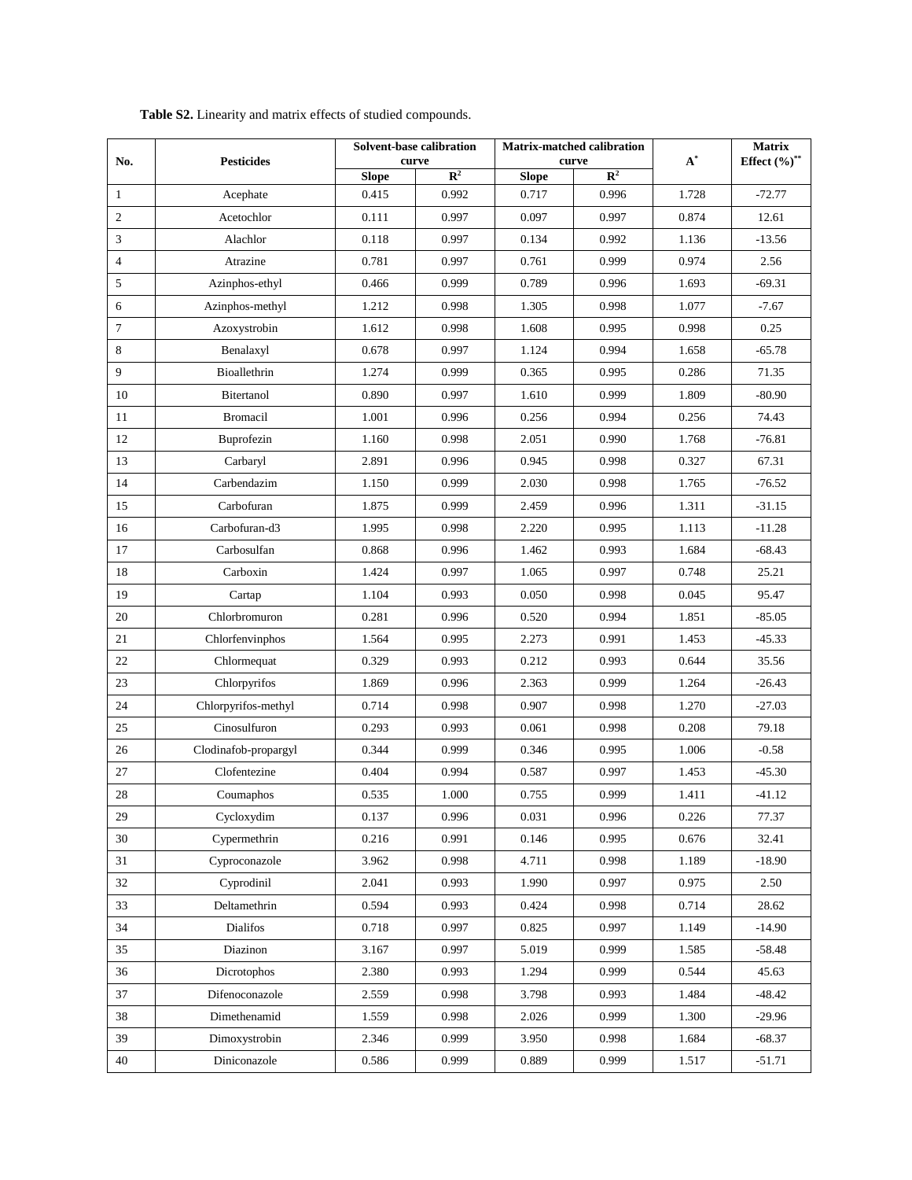**Table S2.** Linearity and matrix effects of studied compounds.

| No. | Pesticides | Solvent-base calibration curve | | Matrix-matched calibration curve | | $A^*$ | Matrix Effect (%)$^{**}$ |
|---|---|---|---|---|---|---|---|
| | | Slope | $R^2$ | Slope | $R^2$ | | |
| 1 | Acephate | 0.415 | 0.992 | 0.717 | 0.996 | 1.728 | -72.77 |
| 2 | Acetochlor | 0.111 | 0.997 | 0.097 | 0.997 | 0.874 | 12.61 |
| 3 | Alachlor | 0.118 | 0.997 | 0.134 | 0.992 | 1.136 | -13.56 |
| 4 | Atrazine | 0.781 | 0.997 | 0.761 | 0.999 | 0.974 | 2.56 |
| 5 | Azinphos-ethyl | 0.466 | 0.999 | 0.789 | 0.996 | 1.693 | -69.31 |
| 6 | Azinphos-methyl | 1.212 | 0.998 | 1.305 | 0.998 | 1.077 | -7.67 |
| 7 | Azoxystrobin | 1.612 | 0.998 | 1.608 | 0.995 | 0.998 | 0.25 |
| 8 | Benalaxyl | 0.678 | 0.997 | 1.124 | 0.994 | 1.658 | -65.78 |
| 9 | Bioallethrin | 1.274 | 0.999 | 0.365 | 0.995 | 0.286 | 71.35 |
| 10 | Bitertanol | 0.890 | 0.997 | 1.610 | 0.999 | 1.809 | -80.90 |
| 11 | Bromacil | 1.001 | 0.996 | 0.256 | 0.994 | 0.256 | 74.43 |
| 12 | Buprofezin | 1.160 | 0.998 | 2.051 | 0.990 | 1.768 | -76.81 |
| 13 | Carbaryl | 2.891 | 0.996 | 0.945 | 0.998 | 0.327 | 67.31 |
| 14 | Carbendazim | 1.150 | 0.999 | 2.030 | 0.998 | 1.765 | -76.52 |
| 15 | Carbofuran | 1.875 | 0.999 | 2.459 | 0.996 | 1.311 | -31.15 |
| 16 | Carbofuran-d3 | 1.995 | 0.998 | 2.220 | 0.995 | 1.113 | -11.28 |
| 17 | Carbosulfan | 0.868 | 0.996 | 1.462 | 0.993 | 1.684 | -68.43 |
| 18 | Carboxin | 1.424 | 0.997 | 1.065 | 0.997 | 0.748 | 25.21 |
| 19 | Cartap | 1.104 | 0.993 | 0.050 | 0.998 | 0.045 | 95.47 |
| 20 | Chlorbromuron | 0.281 | 0.996 | 0.520 | 0.994 | 1.851 | -85.05 |
| 21 | Chlorfenvinphos | 1.564 | 0.995 | 2.273 | 0.991 | 1.453 | -45.33 |
| 22 | Chlormequat | 0.329 | 0.993 | 0.212 | 0.993 | 0.644 | 35.56 |
| 23 | Chlorpyrifos | 1.869 | 0.996 | 2.363 | 0.999 | 1.264 | -26.43 |
| 24 | Chlorpyrifos-methyl | 0.714 | 0.998 | 0.907 | 0.998 | 1.270 | -27.03 |
| 25 | Cinosulfuron | 0.293 | 0.993 | 0.061 | 0.998 | 0.208 | 79.18 |
| 26 | Clodinafob-propargyl | 0.344 | 0.999 | 0.346 | 0.995 | 1.006 | -0.58 |
| 27 | Clofentezine | 0.404 | 0.994 | 0.587 | 0.997 | 1.453 | -45.30 |
| 28 | Coumaphos | 0.535 | 1.000 | 0.755 | 0.999 | 1.411 | -41.12 |
| 29 | Cycloxydim | 0.137 | 0.996 | 0.031 | 0.996 | 0.226 | 77.37 |
| 30 | Cypermethrin | 0.216 | 0.991 | 0.146 | 0.995 | 0.676 | 32.41 |
| 31 | Cyproconazole | 3.962 | 0.998 | 4.711 | 0.998 | 1.189 | -18.90 |
| 32 | Cyprodinil | 2.041 | 0.993 | 1.990 | 0.997 | 0.975 | 2.50 |
| 33 | Deltamethrin | 0.594 | 0.993 | 0.424 | 0.998 | 0.714 | 28.62 |
| 34 | Dialifos | 0.718 | 0.997 | 0.825 | 0.997 | 1.149 | -14.90 |
| 35 | Diazinon | 3.167 | 0.997 | 5.019 | 0.999 | 1.585 | -58.48 |
| 36 | Dicrotophos | 2.380 | 0.993 | 1.294 | 0.999 | 0.544 | 45.63 |
| 37 | Difenoconazole | 2.559 | 0.998 | 3.798 | 0.993 | 1.484 | -48.42 |
| 38 | Dimethenamid | 1.559 | 0.998 | 2.026 | 0.999 | 1.300 | -29.96 |
| 39 | Dimoxystrobin | 2.346 | 0.999 | 3.950 | 0.998 | 1.684 | -68.37 |
| 40 | Diniconazole | 0.586 | 0.999 | 0.889 | 0.999 | 1.517 | -51.71 |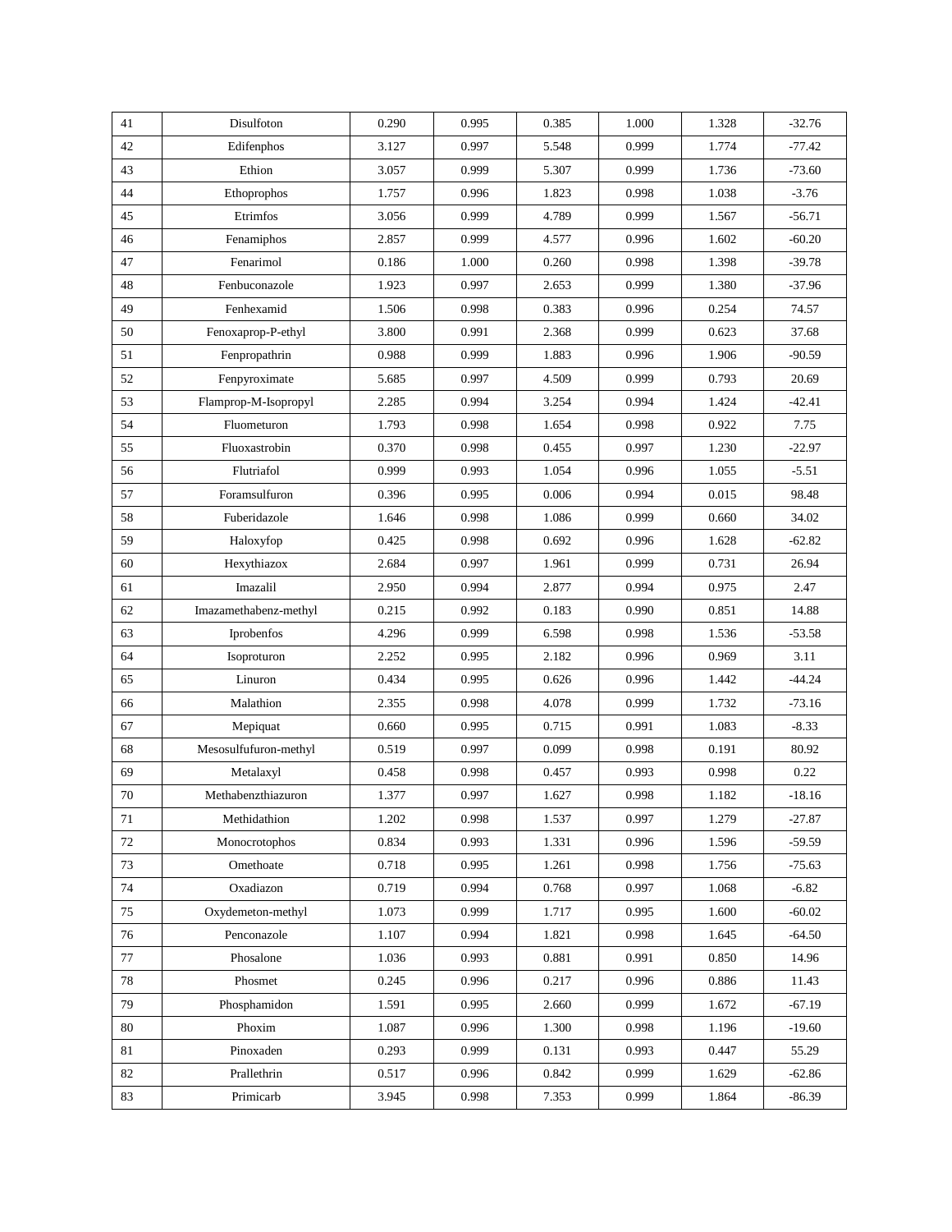| | | | | | | | |
|---|---|---|---|---|---|---|---|
| 41 | Disulfoton | 0.290 | 0.995 | 0.385 | 1.000 | 1.328 | -32.76 |
| 42 | Edifenphos | 3.127 | 0.997 | 5.548 | 0.999 | 1.774 | -77.42 |
| 43 | Ethion | 3.057 | 0.999 | 5.307 | 0.999 | 1.736 | -73.60 |
| 44 | Ethoprophos | 1.757 | 0.996 | 1.823 | 0.998 | 1.038 | -3.76 |
| 45 | Etrimfos | 3.056 | 0.999 | 4.789 | 0.999 | 1.567 | -56.71 |
| 46 | Fenamiphos | 2.857 | 0.999 | 4.577 | 0.996 | 1.602 | -60.20 |
| 47 | Fenarimol | 0.186 | 1.000 | 0.260 | 0.998 | 1.398 | -39.78 |
| 48 | Fenbuconazole | 1.923 | 0.997 | 2.653 | 0.999 | 1.380 | -37.96 |
| 49 | Fenhexamid | 1.506 | 0.998 | 0.383 | 0.996 | 0.254 | 74.57 |
| 50 | Fenoxaprop-P-ethyl | 3.800 | 0.991 | 2.368 | 0.999 | 0.623 | 37.68 |
| 51 | Fenpropathrin | 0.988 | 0.999 | 1.883 | 0.996 | 1.906 | -90.59 |
| 52 | Fenpyroximate | 5.685 | 0.997 | 4.509 | 0.999 | 0.793 | 20.69 |
| 53 | Flamprop-M-Isopropyl | 2.285 | 0.994 | 3.254 | 0.994 | 1.424 | -42.41 |
| 54 | Fluometuron | 1.793 | 0.998 | 1.654 | 0.998 | 0.922 | 7.75 |
| 55 | Fluoxastrobin | 0.370 | 0.998 | 0.455 | 0.997 | 1.230 | -22.97 |
| 56 | Flutriafol | 0.999 | 0.993 | 1.054 | 0.996 | 1.055 | -5.51 |
| 57 | Foramsulfuron | 0.396 | 0.995 | 0.006 | 0.994 | 0.015 | 98.48 |
| 58 | Fuberidazole | 1.646 | 0.998 | 1.086 | 0.999 | 0.660 | 34.02 |
| 59 | Haloxyfop | 0.425 | 0.998 | 0.692 | 0.996 | 1.628 | -62.82 |
| 60 | Hexythiazox | 2.684 | 0.997 | 1.961 | 0.999 | 0.731 | 26.94 |
| 61 | Imazalil | 2.950 | 0.994 | 2.877 | 0.994 | 0.975 | 2.47 |
| 62 | Imazamethabenz-methyl | 0.215 | 0.992 | 0.183 | 0.990 | 0.851 | 14.88 |
| 63 | Iprobenfos | 4.296 | 0.999 | 6.598 | 0.998 | 1.536 | -53.58 |
| 64 | Isoproturon | 2.252 | 0.995 | 2.182 | 0.996 | 0.969 | 3.11 |
| 65 | Linuron | 0.434 | 0.995 | 0.626 | 0.996 | 1.442 | -44.24 |
| 66 | Malathion | 2.355 | 0.998 | 4.078 | 0.999 | 1.732 | -73.16 |
| 67 | Mepiquat | 0.660 | 0.995 | 0.715 | 0.991 | 1.083 | -8.33 |
| 68 | Mesosulfufuron-methyl | 0.519 | 0.997 | 0.099 | 0.998 | 0.191 | 80.92 |
| 69 | Metalaxyl | 0.458 | 0.998 | 0.457 | 0.993 | 0.998 | 0.22 |
| 70 | Methabenzthiazuron | 1.377 | 0.997 | 1.627 | 0.998 | 1.182 | -18.16 |
| 71 | Methidathion | 1.202 | 0.998 | 1.537 | 0.997 | 1.279 | -27.87 |
| 72 | Monocrotophos | 0.834 | 0.993 | 1.331 | 0.996 | 1.596 | -59.59 |
| 73 | Omethoate | 0.718 | 0.995 | 1.261 | 0.998 | 1.756 | -75.63 |
| 74 | Oxadiazon | 0.719 | 0.994 | 0.768 | 0.997 | 1.068 | -6.82 |
| 75 | Oxydemeton-methyl | 1.073 | 0.999 | 1.717 | 0.995 | 1.600 | -60.02 |
| 76 | Penconazole | 1.107 | 0.994 | 1.821 | 0.998 | 1.645 | -64.50 |
| 77 | Phosalone | 1.036 | 0.993 | 0.881 | 0.991 | 0.850 | 14.96 |
| 78 | Phosmet | 0.245 | 0.996 | 0.217 | 0.996 | 0.886 | 11.43 |
| 79 | Phosphamidon | 1.591 | 0.995 | 2.660 | 0.999 | 1.672 | -67.19 |
| 80 | Phoxim | 1.087 | 0.996 | 1.300 | 0.998 | 1.196 | -19.60 |
| 81 | Pinoxaden | 0.293 | 0.999 | 0.131 | 0.993 | 0.447 | 55.29 |
| 82 | Prallethrin | 0.517 | 0.996 | 0.842 | 0.999 | 1.629 | -62.86 |
| 83 | Primicarb | 3.945 | 0.998 | 7.353 | 0.999 | 1.864 | -86.39 |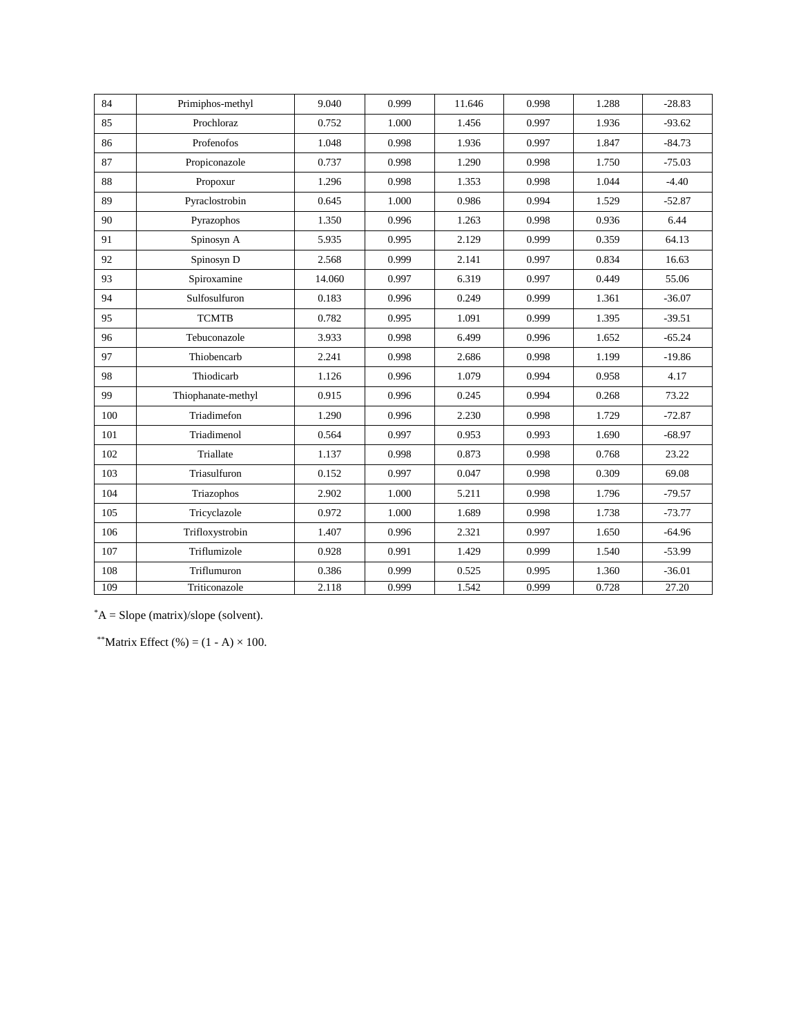| | | | | | | | |
|---|---|---|---|---|---|---|---|
| 84 | Primiphos-methyl | 9.040 | 0.999 | 11.646 | 0.998 | 1.288 | -28.83 |
| 85 | Prochloraz | 0.752 | 1.000 | 1.456 | 0.997 | 1.936 | -93.62 |
| 86 | Profenofos | 1.048 | 0.998 | 1.936 | 0.997 | 1.847 | -84.73 |
| 87 | Propiconazole | 0.737 | 0.998 | 1.290 | 0.998 | 1.750 | -75.03 |
| 88 | Propoxur | 1.296 | 0.998 | 1.353 | 0.998 | 1.044 | -4.40 |
| 89 | Pyraclostrobin | 0.645 | 1.000 | 0.986 | 0.994 | 1.529 | -52.87 |
| 90 | Pyrazophos | 1.350 | 0.996 | 1.263 | 0.998 | 0.936 | 6.44 |
| 91 | Spinosyn A | 5.935 | 0.995 | 2.129 | 0.999 | 0.359 | 64.13 |
| 92 | Spinosyn D | 2.568 | 0.999 | 2.141 | 0.997 | 0.834 | 16.63 |
| 93 | Spiroxamine | 14.060 | 0.997 | 6.319 | 0.997 | 0.449 | 55.06 |
| 94 | Sulfosulfuron | 0.183 | 0.996 | 0.249 | 0.999 | 1.361 | -36.07 |
| 95 | TCMTB | 0.782 | 0.995 | 1.091 | 0.999 | 1.395 | -39.51 |
| 96 | Tebuconazole | 3.933 | 0.998 | 6.499 | 0.996 | 1.652 | -65.24 |
| 97 | Thiobencarb | 2.241 | 0.998 | 2.686 | 0.998 | 1.199 | -19.86 |
| 98 | Thiodicarb | 1.126 | 0.996 | 1.079 | 0.994 | 0.958 | 4.17 |
| 99 | Thiophanate-methyl | 0.915 | 0.996 | 0.245 | 0.994 | 0.268 | 73.22 |
| 100 | Triadimefon | 1.290 | 0.996 | 2.230 | 0.998 | 1.729 | -72.87 |
| 101 | Triadimenol | 0.564 | 0.997 | 0.953 | 0.993 | 1.690 | -68.97 |
| 102 | Triallate | 1.137 | 0.998 | 0.873 | 0.998 | 0.768 | 23.22 |
| 103 | Triasulfuron | 0.152 | 0.997 | 0.047 | 0.998 | 0.309 | 69.08 |
| 104 | Triazophos | 2.902 | 1.000 | 5.211 | 0.998 | 1.796 | -79.57 |
| 105 | Tricyclazole | 0.972 | 1.000 | 1.689 | 0.998 | 1.738 | -73.77 |
| 106 | Trifloxystrobin | 1.407 | 0.996 | 2.321 | 0.997 | 1.650 | -64.96 |
| 107 | Triflumizole | 0.928 | 0.991 | 1.429 | 0.999 | 1.540 | -53.99 |
| 108 | Triflumuron | 0.386 | 0.999 | 0.525 | 0.995 | 1.360 | -36.01 |
| 109 | Triticonazole | 2.118 | 0.999 | 1.542 | 0.999 | 0.728 | 27.20 |

*A = Slope (matrix)/slope (solvent).

**Matrix Effect (%) = (1 - A) × 100.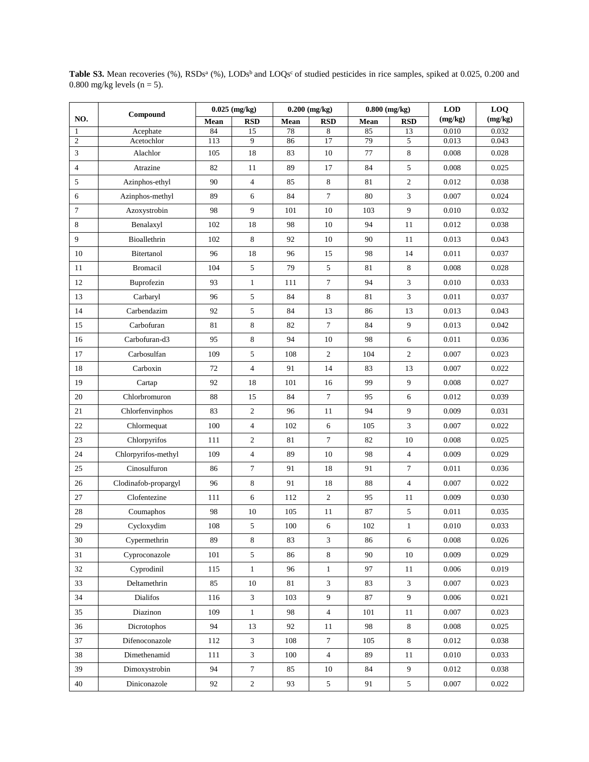**Table S3.** Mean recoveries (%), RSDs[a] (%), LODs[b] and LOQs[c] of studied pesticides in rice samples, spiked at 0.025, 0.200 and 0.800 mg/kg levels (n = 5).

| NO. | Compound | 0.025 (mg/kg) | | 0.200 (mg/kg) | | 0.800 (mg/kg) | | LOD (mg/kg) | LOQ (mg/kg) |
|---|---|---|---|---|---|---|---|---|---|
| | | Mean | RSD | Mean | RSD | Mean | RSD | | |
| 1 | Acephate | 84 | 15 | 78 | 8 | 85 | 13 | 0.010 | 0.032 |
| 2 | Acetochlor | 113 | 9 | 86 | 17 | 79 | 5 | 0.013 | 0.043 |
| 3 | Alachlor | 105 | 18 | 83 | 10 | 77 | 8 | 0.008 | 0.028 |
| 4 | Atrazine | 82 | 11 | 89 | 17 | 84 | 5 | 0.008 | 0.025 |
| 5 | Azinphos-ethyl | 90 | 4 | 85 | 8 | 81 | 2 | 0.012 | 0.038 |
| 6 | Azinphos-methyl | 89 | 6 | 84 | 7 | 80 | 3 | 0.007 | 0.024 |
| 7 | Azoxystrobin | 98 | 9 | 101 | 10 | 103 | 9 | 0.010 | 0.032 |
| 8 | Benalaxyl | 102 | 18 | 98 | 10 | 94 | 11 | 0.012 | 0.038 |
| 9 | Bioallethrin | 102 | 8 | 92 | 10 | 90 | 11 | 0.013 | 0.043 |
| 10 | Bitertanol | 96 | 18 | 96 | 15 | 98 | 14 | 0.011 | 0.037 |
| 11 | Bromacil | 104 | 5 | 79 | 5 | 81 | 8 | 0.008 | 0.028 |
| 12 | Buprofezin | 93 | 1 | 111 | 7 | 94 | 3 | 0.010 | 0.033 |
| 13 | Carbaryl | 96 | 5 | 84 | 8 | 81 | 3 | 0.011 | 0.037 |
| 14 | Carbendazim | 92 | 5 | 84 | 13 | 86 | 13 | 0.013 | 0.043 |
| 15 | Carbofuran | 81 | 8 | 82 | 7 | 84 | 9 | 0.013 | 0.042 |
| 16 | Carbofuran-d3 | 95 | 8 | 94 | 10 | 98 | 6 | 0.011 | 0.036 |
| 17 | Carbosulfan | 109 | 5 | 108 | 2 | 104 | 2 | 0.007 | 0.023 |
| 18 | Carboxin | 72 | 4 | 91 | 14 | 83 | 13 | 0.007 | 0.022 |
| 19 | Cartap | 92 | 18 | 101 | 16 | 99 | 9 | 0.008 | 0.027 |
| 20 | Chlorbromuron | 88 | 15 | 84 | 7 | 95 | 6 | 0.012 | 0.039 |
| 21 | Chlorfenvinphos | 83 | 2 | 96 | 11 | 94 | 9 | 0.009 | 0.031 |
| 22 | Chlormequat | 100 | 4 | 102 | 6 | 105 | 3 | 0.007 | 0.022 |
| 23 | Chlorpyrifos | 111 | 2 | 81 | 7 | 82 | 10 | 0.008 | 0.025 |
| 24 | Chlorpyrifos-methyl | 109 | 4 | 89 | 10 | 98 | 4 | 0.009 | 0.029 |
| 25 | Cinosulfuron | 86 | 7 | 91 | 18 | 91 | 7 | 0.011 | 0.036 |
| 26 | Clodinafob-propargyl | 96 | 8 | 91 | 18 | 88 | 4 | 0.007 | 0.022 |
| 27 | Clofentezine | 111 | 6 | 112 | 2 | 95 | 11 | 0.009 | 0.030 |
| 28 | Coumaphos | 98 | 10 | 105 | 11 | 87 | 5 | 0.011 | 0.035 |
| 29 | Cycloxydim | 108 | 5 | 100 | 6 | 102 | 1 | 0.010 | 0.033 |
| 30 | Cypermethrin | 89 | 8 | 83 | 3 | 86 | 6 | 0.008 | 0.026 |
| 31 | Cyproconazole | 101 | 5 | 86 | 8 | 90 | 10 | 0.009 | 0.029 |
| 32 | Cyprodinil | 115 | 1 | 96 | 1 | 97 | 11 | 0.006 | 0.019 |
| 33 | Deltamethrin | 85 | 10 | 81 | 3 | 83 | 3 | 0.007 | 0.023 |
| 34 | Dialifos | 116 | 3 | 103 | 9 | 87 | 9 | 0.006 | 0.021 |
| 35 | Diazinon | 109 | 1 | 98 | 4 | 101 | 11 | 0.007 | 0.023 |
| 36 | Dicrotophos | 94 | 13 | 92 | 11 | 98 | 8 | 0.008 | 0.025 |
| 37 | Difenoconazole | 112 | 3 | 108 | 7 | 105 | 8 | 0.012 | 0.038 |
| 38 | Dimethenamid | 111 | 3 | 100 | 4 | 89 | 11 | 0.010 | 0.033 |
| 39 | Dimoxystrobin | 94 | 7 | 85 | 10 | 84 | 9 | 0.012 | 0.038 |
| 40 | Diniconazole | 92 | 2 | 93 | 5 | 91 | 5 | 0.007 | 0.022 |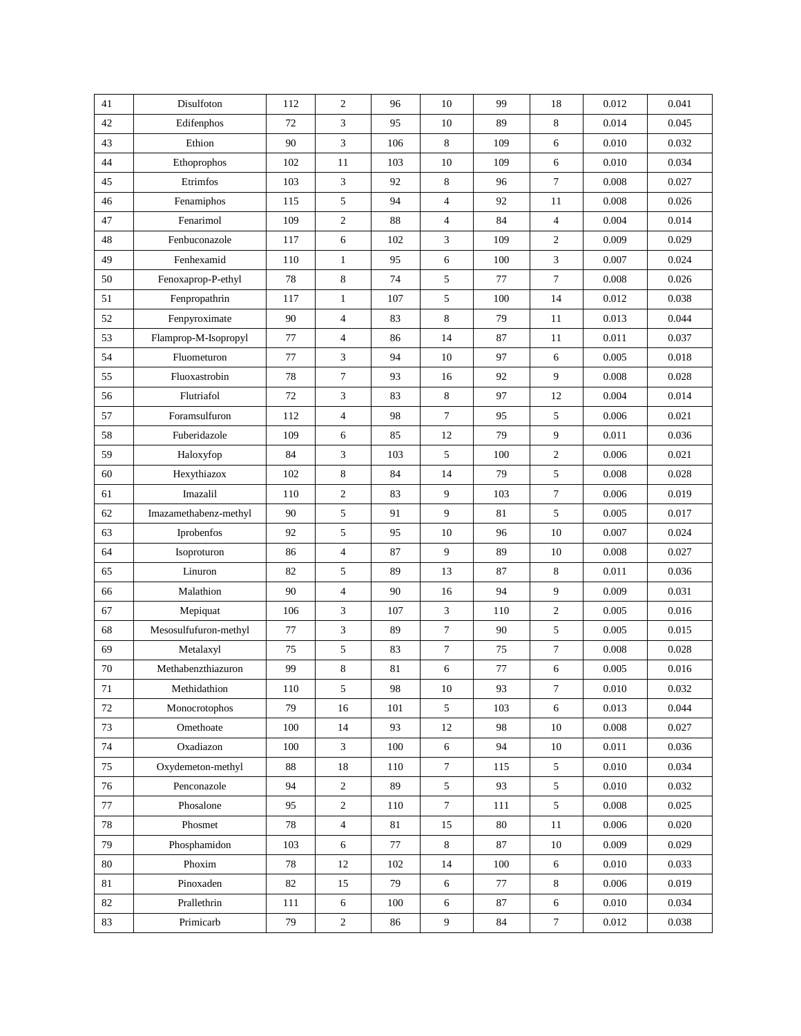| | | | | | | | | | |
|---|---|---|---|---|---|---|---|---|---|
| 41 | Disulfoton | 112 | 2 | 96 | 10 | 99 | 18 | 0.012 | 0.041 |
| 42 | Edifenphos | 72 | 3 | 95 | 10 | 89 | 8 | 0.014 | 0.045 |
| 43 | Ethion | 90 | 3 | 106 | 8 | 109 | 6 | 0.010 | 0.032 |
| 44 | Ethoprophos | 102 | 11 | 103 | 10 | 109 | 6 | 0.010 | 0.034 |
| 45 | Etrimfos | 103 | 3 | 92 | 8 | 96 | 7 | 0.008 | 0.027 |
| 46 | Fenamiphos | 115 | 5 | 94 | 4 | 92 | 11 | 0.008 | 0.026 |
| 47 | Fenarimol | 109 | 2 | 88 | 4 | 84 | 4 | 0.004 | 0.014 |
| 48 | Fenbuconazole | 117 | 6 | 102 | 3 | 109 | 2 | 0.009 | 0.029 |
| 49 | Fenhexamid | 110 | 1 | 95 | 6 | 100 | 3 | 0.007 | 0.024 |
| 50 | Fenoxaprop-P-ethyl | 78 | 8 | 74 | 5 | 77 | 7 | 0.008 | 0.026 |
| 51 | Fenpropathrin | 117 | 1 | 107 | 5 | 100 | 14 | 0.012 | 0.038 |
| 52 | Fenpyroximate | 90 | 4 | 83 | 8 | 79 | 11 | 0.013 | 0.044 |
| 53 | Flamprop-M-Isopropyl | 77 | 4 | 86 | 14 | 87 | 11 | 0.011 | 0.037 |
| 54 | Fluometuron | 77 | 3 | 94 | 10 | 97 | 6 | 0.005 | 0.018 |
| 55 | Fluoxastrobin | 78 | 7 | 93 | 16 | 92 | 9 | 0.008 | 0.028 |
| 56 | Flutriafol | 72 | 3 | 83 | 8 | 97 | 12 | 0.004 | 0.014 |
| 57 | Foramsulfuron | 112 | 4 | 98 | 7 | 95 | 5 | 0.006 | 0.021 |
| 58 | Fuberidazole | 109 | 6 | 85 | 12 | 79 | 9 | 0.011 | 0.036 |
| 59 | Haloxyfop | 84 | 3 | 103 | 5 | 100 | 2 | 0.006 | 0.021 |
| 60 | Hexythiazox | 102 | 8 | 84 | 14 | 79 | 5 | 0.008 | 0.028 |
| 61 | Imazalil | 110 | 2 | 83 | 9 | 103 | 7 | 0.006 | 0.019 |
| 62 | Imazamethabenz-methyl | 90 | 5 | 91 | 9 | 81 | 5 | 0.005 | 0.017 |
| 63 | Iprobenfos | 92 | 5 | 95 | 10 | 96 | 10 | 0.007 | 0.024 |
| 64 | Isoproturon | 86 | 4 | 87 | 9 | 89 | 10 | 0.008 | 0.027 |
| 65 | Linuron | 82 | 5 | 89 | 13 | 87 | 8 | 0.011 | 0.036 |
| 66 | Malathion | 90 | 4 | 90 | 16 | 94 | 9 | 0.009 | 0.031 |
| 67 | Mepiquat | 106 | 3 | 107 | 3 | 110 | 2 | 0.005 | 0.016 |
| 68 | Mesosulfufuron-methyl | 77 | 3 | 89 | 7 | 90 | 5 | 0.005 | 0.015 |
| 69 | Metalaxyl | 75 | 5 | 83 | 7 | 75 | 7 | 0.008 | 0.028 |
| 70 | Methabenzthiazuron | 99 | 8 | 81 | 6 | 77 | 6 | 0.005 | 0.016 |
| 71 | Methidathion | 110 | 5 | 98 | 10 | 93 | 7 | 0.010 | 0.032 |
| 72 | Monocrotophos | 79 | 16 | 101 | 5 | 103 | 6 | 0.013 | 0.044 |
| 73 | Omethoate | 100 | 14 | 93 | 12 | 98 | 10 | 0.008 | 0.027 |
| 74 | Oxadiazon | 100 | 3 | 100 | 6 | 94 | 10 | 0.011 | 0.036 |
| 75 | Oxydemeton-methyl | 88 | 18 | 110 | 7 | 115 | 5 | 0.010 | 0.034 |
| 76 | Penconazole | 94 | 2 | 89 | 5 | 93 | 5 | 0.010 | 0.032 |
| 77 | Phosalone | 95 | 2 | 110 | 7 | 111 | 5 | 0.008 | 0.025 |
| 78 | Phosmet | 78 | 4 | 81 | 15 | 80 | 11 | 0.006 | 0.020 |
| 79 | Phosphamidon | 103 | 6 | 77 | 8 | 87 | 10 | 0.009 | 0.029 |
| 80 | Phoxim | 78 | 12 | 102 | 14 | 100 | 6 | 0.010 | 0.033 |
| 81 | Pinoxaden | 82 | 15 | 79 | 6 | 77 | 8 | 0.006 | 0.019 |
| 82 | Prallethrin | 111 | 6 | 100 | 6 | 87 | 6 | 0.010 | 0.034 |
| 83 | Primicarb | 79 | 2 | 86 | 9 | 84 | 7 | 0.012 | 0.038 |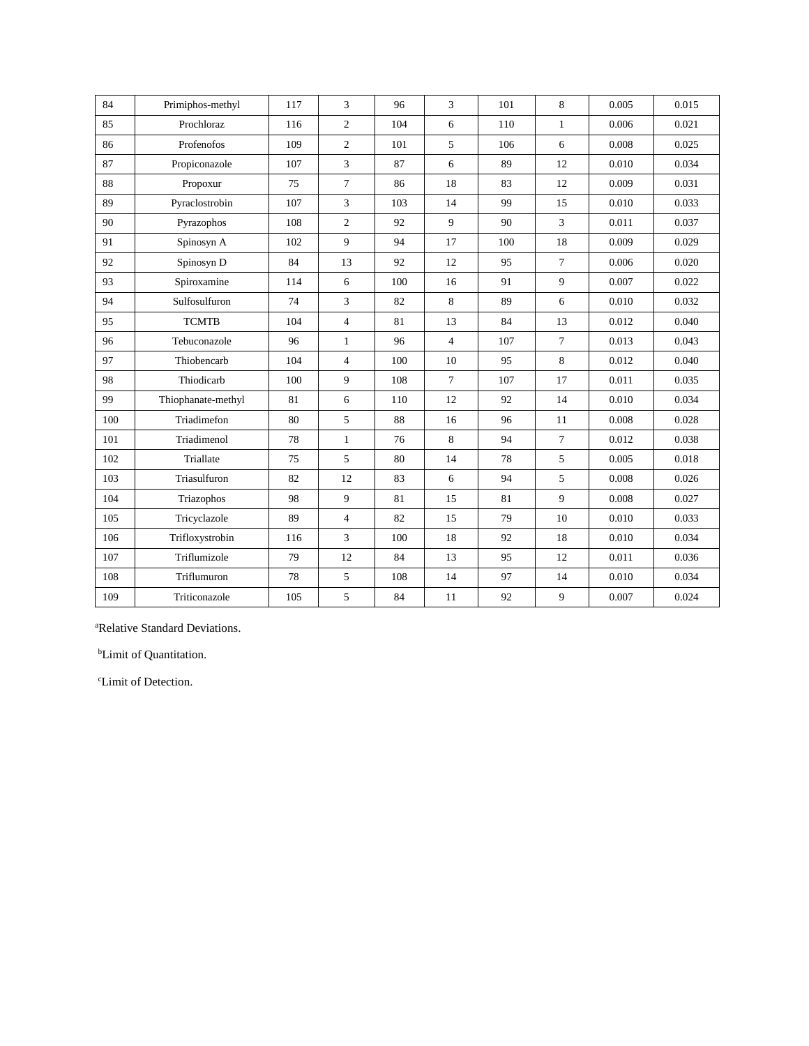| 84 | Primiphos-methyl | 117 | 3 | 96 | 3 | 101 | 8 | 0.005 | 0.015 |
|---|---|---|---|---|---|---|---|---|---|
| 85 | Prochloraz | 116 | 2 | 104 | 6 | 110 | 1 | 0.006 | 0.021 |
| 86 | Profenofos | 109 | 2 | 101 | 5 | 106 | 6 | 0.008 | 0.025 |
| 87 | Propiconazole | 107 | 3 | 87 | 6 | 89 | 12 | 0.010 | 0.034 |
| 88 | Propoxur | 75 | 7 | 86 | 18 | 83 | 12 | 0.009 | 0.031 |
| 89 | Pyraclostrobin | 107 | 3 | 103 | 14 | 99 | 15 | 0.010 | 0.033 |
| 90 | Pyrazophos | 108 | 2 | 92 | 9 | 90 | 3 | 0.011 | 0.037 |
| 91 | Spinosyn A | 102 | 9 | 94 | 17 | 100 | 18 | 0.009 | 0.029 |
| 92 | Spinosyn D | 84 | 13 | 92 | 12 | 95 | 7 | 0.006 | 0.020 |
| 93 | Spiroxamine | 114 | 6 | 100 | 16 | 91 | 9 | 0.007 | 0.022 |
| 94 | Sulfosulfuron | 74 | 3 | 82 | 8 | 89 | 6 | 0.010 | 0.032 |
| 95 | TCMTB | 104 | 4 | 81 | 13 | 84 | 13 | 0.012 | 0.040 |
| 96 | Tebuconazole | 96 | 1 | 96 | 4 | 107 | 7 | 0.013 | 0.043 |
| 97 | Thiobencarb | 104 | 4 | 100 | 10 | 95 | 8 | 0.012 | 0.040 |
| 98 | Thiodicarb | 100 | 9 | 108 | 7 | 107 | 17 | 0.011 | 0.035 |
| 99 | Thiophanate-methyl | 81 | 6 | 110 | 12 | 92 | 14 | 0.010 | 0.034 |
| 100 | Triadimefon | 80 | 5 | 88 | 16 | 96 | 11 | 0.008 | 0.028 |
| 101 | Triadimenol | 78 | 1 | 76 | 8 | 94 | 7 | 0.012 | 0.038 |
| 102 | Triallate | 75 | 5 | 80 | 14 | 78 | 5 | 0.005 | 0.018 |
| 103 | Triasulfuron | 82 | 12 | 83 | 6 | 94 | 5 | 0.008 | 0.026 |
| 104 | Triazophos | 98 | 9 | 81 | 15 | 81 | 9 | 0.008 | 0.027 |
| 105 | Tricyclazole | 89 | 4 | 82 | 15 | 79 | 10 | 0.010 | 0.033 |
| 106 | Trifloxystrobin | 116 | 3 | 100 | 18 | 92 | 18 | 0.010 | 0.034 |
| 107 | Triflumizole | 79 | 12 | 84 | 13 | 95 | 12 | 0.011 | 0.036 |
| 108 | Triflumuron | 78 | 5 | 108 | 14 | 97 | 14 | 0.010 | 0.034 |
| 109 | Triticonazole | 105 | 5 | 84 | 11 | 92 | 9 | 0.007 | 0.024 |

[a]Relative Standard Deviations.

[b]Limit of Quantitation.

[c]Limit of Detection.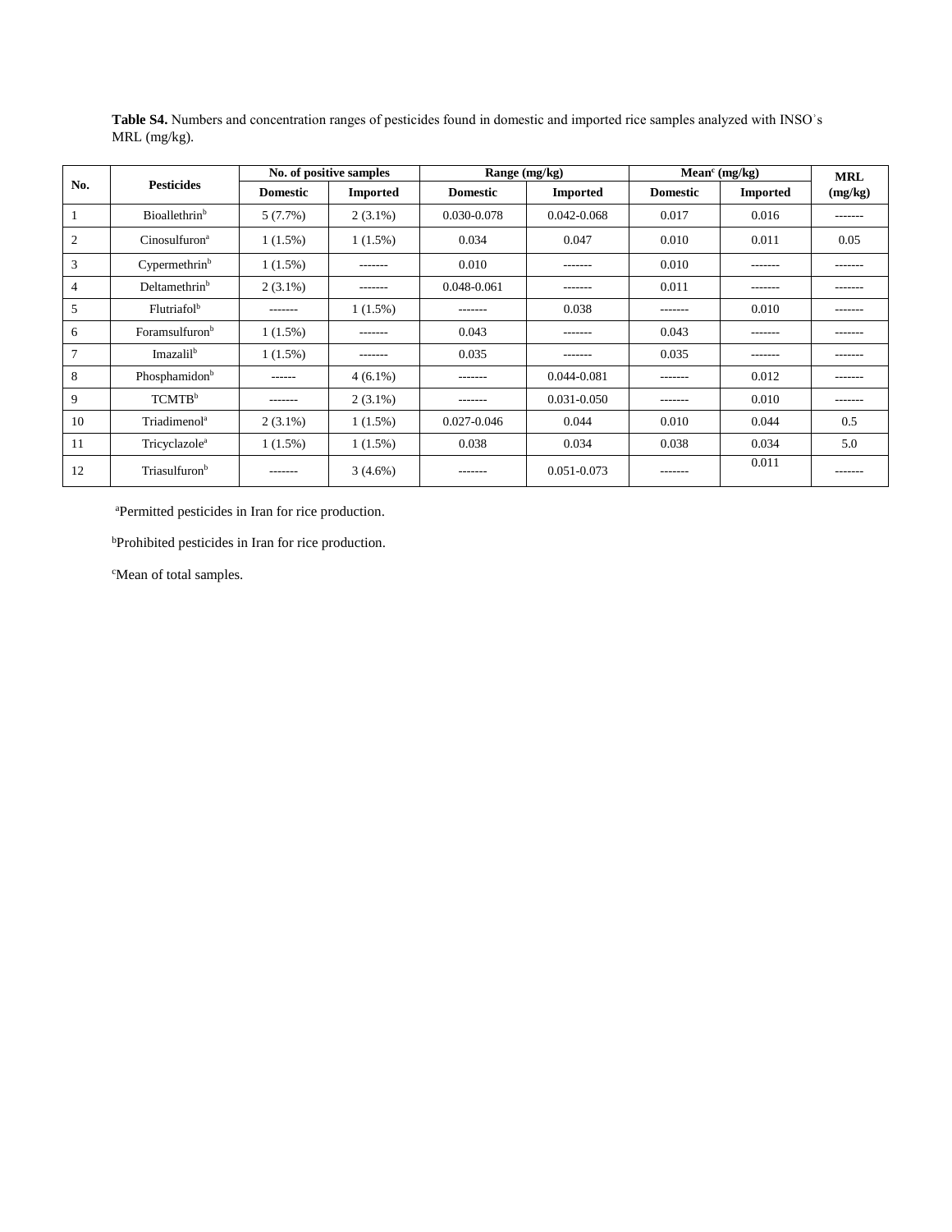**Table S4.** Numbers and concentration ranges of pesticides found in domestic and imported rice samples analyzed with INSO`s MRL (mg/kg).

| No. | Pesticides | No. of positive samples | | Range (mg/kg) | | Mean[c] (mg/kg) | | MRL (mg/kg) |
|---|---|---|---|---|---|---|---|---|
| | | Domestic | Imported | Domestic | Imported | Domestic | Imported | |
| 1 | Bioallethrin[b] | 5 (7.7%) | 2 (3.1%) | 0.030-0.078 | 0.042-0.068 | 0.017 | 0.016 | ------- |
| 2 | Cinosulfuron[a] | 1 (1.5%) | 1 (1.5%) | 0.034 | 0.047 | 0.010 | 0.011 | 0.05 |
| 3 | Cypermethrin[b] | 1 (1.5%) | ------- | 0.010 | ------- | 0.010 | ------- | ------- |
| 4 | Deltamethrin[b] | 2 (3.1%) | ------- | 0.048-0.061 | ------- | 0.011 | ------- | ------- |
| 5 | Flutriafol[b] | ------- | 1 (1.5%) | ------- | 0.038 | ------- | 0.010 | ------- |
| 6 | Foramsulfuron[b] | 1 (1.5%) | ------- | 0.043 | ------- | 0.043 | ------- | ------- |
| 7 | Imazalil[b] | 1 (1.5%) | ------- | 0.035 | ------- | 0.035 | ------- | ------- |
| 8 | Phosphamidon[b] | ------ | 4 (6.1%) | ------- | 0.044-0.081 | ------- | 0.012 | ------- |
| 9 | TCMTB[b] | ------- | 2 (3.1%) | ------- | 0.031-0.050 | ------- | 0.010 | ------- |
| 10 | Triadimenol[a] | 2 (3.1%) | 1 (1.5%) | 0.027-0.046 | 0.044 | 0.010 | 0.044 | 0.5 |
| 11 | Tricyclazole[a] | 1 (1.5%) | 1 (1.5%) | 0.038 | 0.034 | 0.038 | 0.034 | 5.0 |
| 12 | Triasulfuron[b] | ------- | 3 (4.6%) | ------- | 0.051-0.073 | ------- | 0.011 | ------- |

[a]Permitted pesticides in Iran for rice production.

[b]Prohibited pesticides in Iran for rice production.

[c]Mean of total samples.